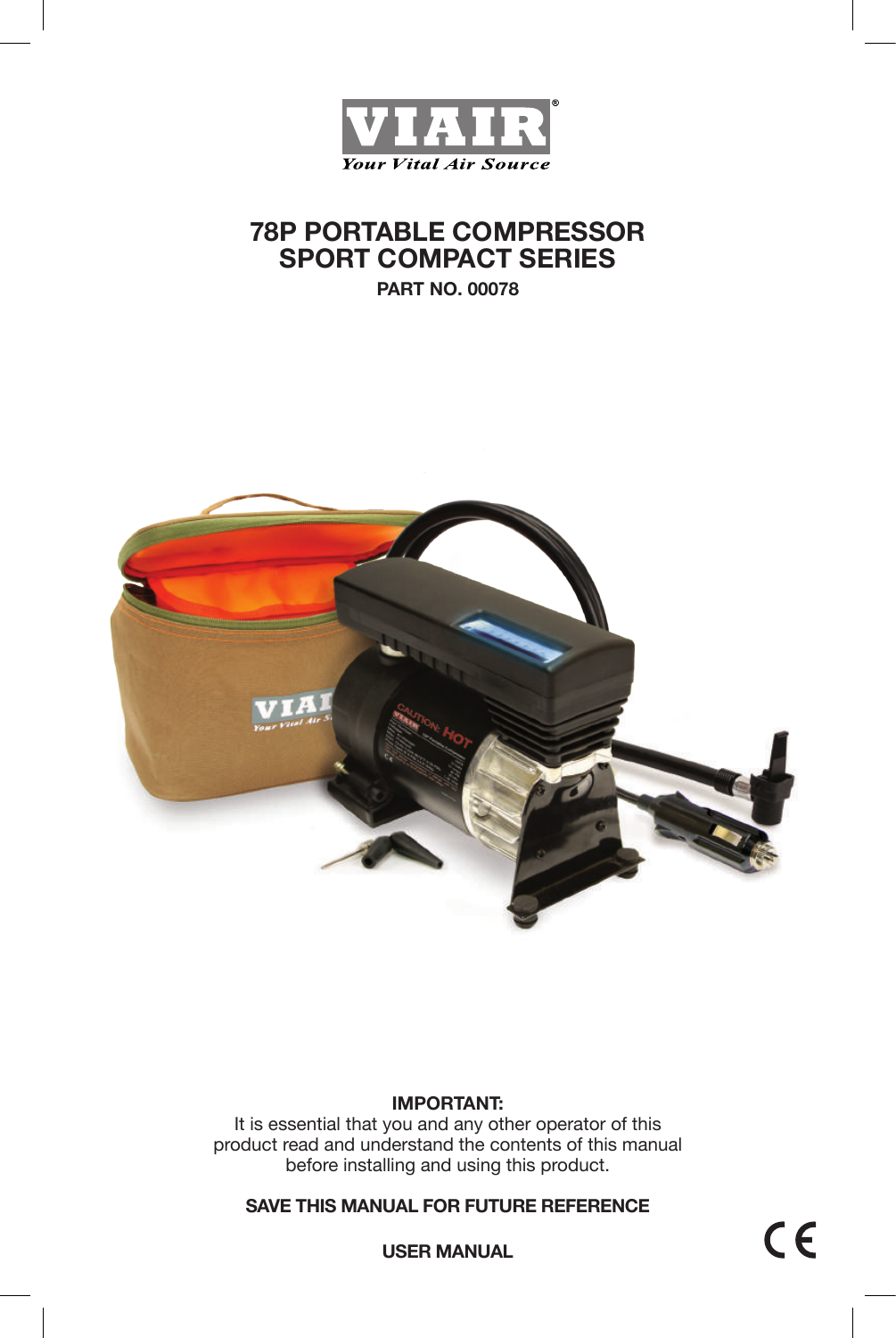VIAIR®

*Your Vital Air Source*

# 78P PORTABLE COMPRESSOR
# SPORT COMPACT SERIES

**PART NO. 00078**

**IMPORTANT:**
It is essential that you and any other operator of this product read and understand the contents of this manual before installing and using this product.

**SAVE THIS MANUAL FOR FUTURE REFERENCE**

**USER MANUAL**

CE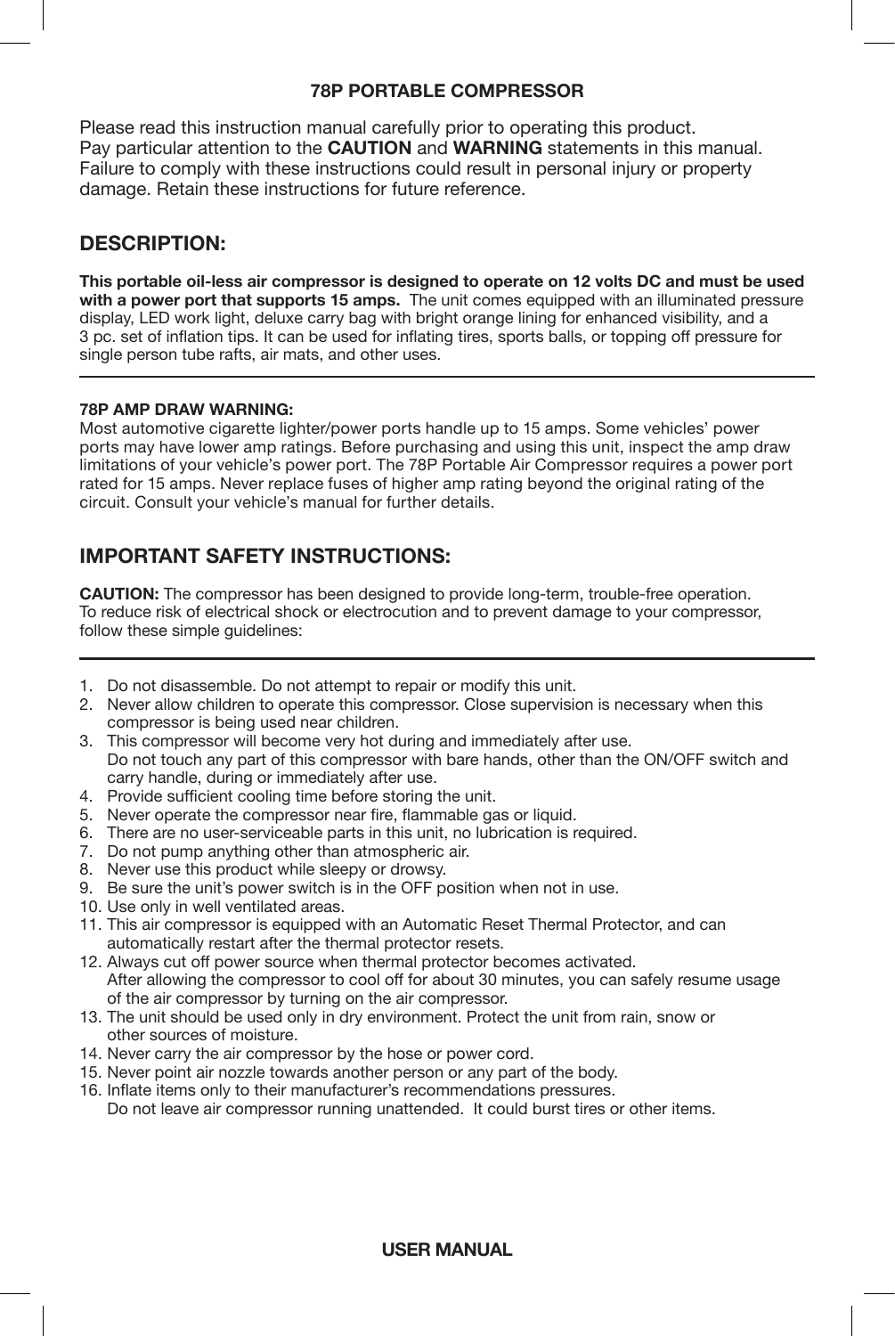# 78P PORTABLE COMPRESSOR

Please read this instruction manual carefully prior to operating this product.
Pay particular attention to the **CAUTION** and **WARNING** statements in this manual.
Failure to comply with these instructions could result in personal injury or property damage. Retain these instructions for future reference.

## DESCRIPTION:

**This portable oil-less air compressor is designed to operate on 12 volts DC and must be used with a power port that supports 15 amps.** The unit comes equipped with an illuminated pressure display, LED work light, deluxe carry bag with bright orange lining for enhanced visibility, and a 3 pc. set of inflation tips. It can be used for inflating tires, sports balls, or topping off pressure for single person tube rafts, air mats, and other uses.

---

**78P AMP DRAW WARNING:**
Most automotive cigarette lighter/power ports handle up to 15 amps. Some vehicles' power ports may have lower amp ratings. Before purchasing and using this unit, inspect the amp draw limitations of your vehicle's power port. The 78P Portable Air Compressor requires a power port rated for 15 amps. Never replace fuses of higher amp rating beyond the original rating of the circuit. Consult your vehicle's manual for further details.

## IMPORTANT SAFETY INSTRUCTIONS:

**CAUTION:** The compressor has been designed to provide long-term, trouble-free operation. To reduce risk of electrical shock or electrocution and to prevent damage to your compressor, follow these simple guidelines:

---

1. Do not disassemble. Do not attempt to repair or modify this unit.
2. Never allow children to operate this compressor. Close supervision is necessary when this compressor is being used near children.
3. This compressor will become very hot during and immediately after use. Do not touch any part of this compressor with bare hands, other than the ON/OFF switch and carry handle, during or immediately after use.
4. Provide sufficient cooling time before storing the unit.
5. Never operate the compressor near fire, flammable gas or liquid.
6. There are no user-serviceable parts in this unit, no lubrication is required.
7. Do not pump anything other than atmospheric air.
8. Never use this product while sleepy or drowsy.
9. Be sure the unit's power switch is in the OFF position when not in use.
10. Use only in well ventilated areas.
11. This air compressor is equipped with an Automatic Reset Thermal Protector, and can automatically restart after the thermal protector resets.
12. Always cut off power source when thermal protector becomes activated. After allowing the compressor to cool off for about 30 minutes, you can safely resume usage of the air compressor by turning on the air compressor.
13. The unit should be used only in dry environment. Protect the unit from rain, snow or other sources of moisture.
14. Never carry the air compressor by the hose or power cord.
15. Never point air nozzle towards another person or any part of the body.
16. Inflate items only to their manufacturer's recommendations pressures. Do not leave air compressor running unattended. It could burst tires or other items.

**USER MANUAL**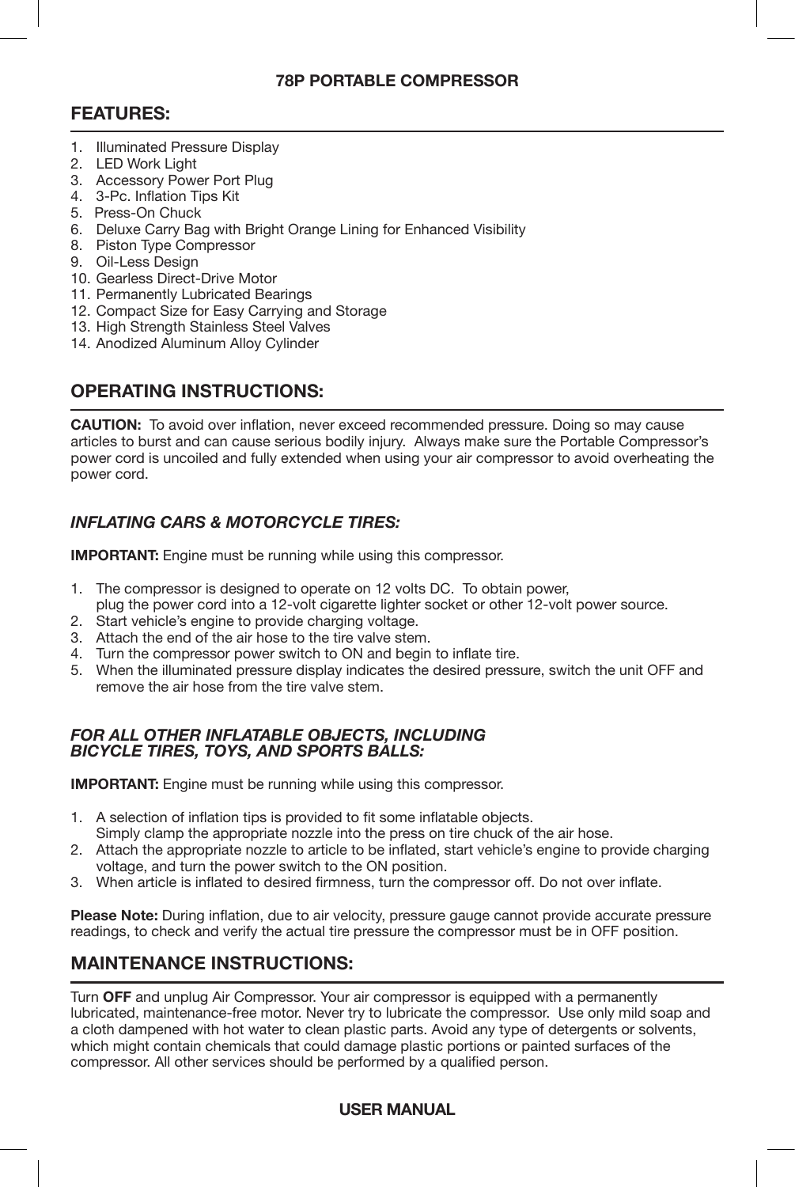**78P PORTABLE COMPRESSOR**

## FEATURES:

1. Illuminated Pressure Display
2. LED Work Light
3. Accessory Power Port Plug
4. 3-Pc. Inflation Tips Kit
5. Press-On Chuck
6. Deluxe Carry Bag with Bright Orange Lining for Enhanced Visibility
8. Piston Type Compressor
9. Oil-Less Design
10. Gearless Direct-Drive Motor
11. Permanently Lubricated Bearings
12. Compact Size for Easy Carrying and Storage
13. High Strength Stainless Steel Valves
14. Anodized Aluminum Alloy Cylinder

## OPERATING INSTRUCTIONS:

**CAUTION:** To avoid over inflation, never exceed recommended pressure. Doing so may cause articles to burst and can cause serious bodily injury. Always make sure the Portable Compressor's power cord is uncoiled and fully extended when using your air compressor to avoid overheating the power cord.

### *INFLATING CARS & MOTORCYCLE TIRES:*

**IMPORTANT:** Engine must be running while using this compressor.

1. The compressor is designed to operate on 12 volts DC. To obtain power, plug the power cord into a 12-volt cigarette lighter socket or other 12-volt power source.
2. Start vehicle's engine to provide charging voltage.
3. Attach the end of the air hose to the tire valve stem.
4. Turn the compressor power switch to ON and begin to inflate tire.
5. When the illuminated pressure display indicates the desired pressure, switch the unit OFF and remove the air hose from the tire valve stem.

### *FOR ALL OTHER INFLATABLE OBJECTS, INCLUDING BICYCLE TIRES, TOYS, AND SPORTS BALLS:*

**IMPORTANT:** Engine must be running while using this compressor.

1. A selection of inflation tips is provided to fit some inflatable objects. Simply clamp the appropriate nozzle into the press on tire chuck of the air hose.
2. Attach the appropriate nozzle to article to be inflated, start vehicle's engine to provide charging voltage, and turn the power switch to the ON position.
3. When article is inflated to desired firmness, turn the compressor off. Do not over inflate.

**Please Note:** During inflation, due to air velocity, pressure gauge cannot provide accurate pressure readings, to check and verify the actual tire pressure the compressor must be in OFF position.

## MAINTENANCE INSTRUCTIONS:

Turn **OFF** and unplug Air Compressor. Your air compressor is equipped with a permanently lubricated, maintenance-free motor. Never try to lubricate the compressor. Use only mild soap and a cloth dampened with hot water to clean plastic parts. Avoid any type of detergents or solvents, which might contain chemicals that could damage plastic portions or painted surfaces of the compressor. All other services should be performed by a qualified person.

**USER MANUAL**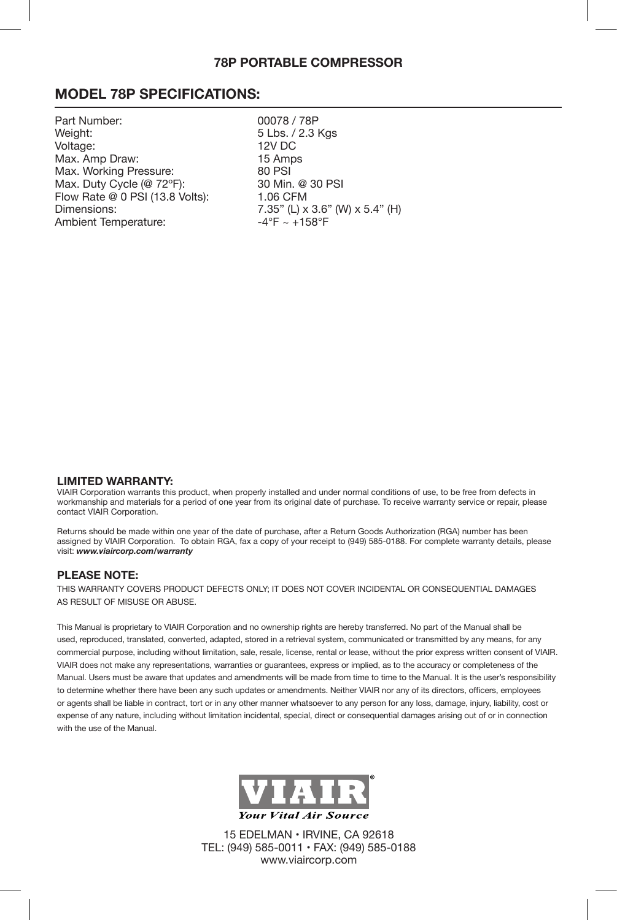### 78P PORTABLE COMPRESSOR

## MODEL 78P SPECIFICATIONS:

| | |
|---|---|
| Part Number: | 00078 / 78P |
| Weight: | 5 Lbs. / 2.3 Kgs |
| Voltage: | 12V DC |
| Max. Amp Draw: | 15 Amps |
| Max. Working Pressure: | 80 PSI |
| Max. Duty Cycle (@ 72°F): | 30 Min. @ 30 PSI |
| Flow Rate @ 0 PSI (13.8 Volts): | 1.06 CFM |
| Dimensions: | 7.35" (L) x 3.6" (W) x 5.4" (H) |
| Ambient Temperature: | -4°F ~ +158°F |

**LIMITED WARRANTY:**

VIAIR Corporation warrants this product, when properly installed and under normal conditions of use, to be free from defects in workmanship and materials for a period of one year from its original date of purchase. To receive warranty service or repair, please contact VIAIR Corporation.

Returns should be made within one year of the date of purchase, after a Return Goods Authorization (RGA) number has been assigned by VIAIR Corporation. To obtain RGA, fax a copy of your receipt to (949) 585-0188. For complete warranty details, please visit: ***www.viaircorp.com/warranty***

**PLEASE NOTE:**

THIS WARRANTY COVERS PRODUCT DEFECTS ONLY; IT DOES NOT COVER INCIDENTAL OR CONSEQUENTIAL DAMAGES AS RESULT OF MISUSE OR ABUSE.

This Manual is proprietary to VIAIR Corporation and no ownership rights are hereby transferred. No part of the Manual shall be used, reproduced, translated, converted, adapted, stored in a retrieval system, communicated or transmitted by any means, for any commercial purpose, including without limitation, sale, resale, license, rental or lease, without the prior express written consent of VIAIR. VIAIR does not make any representations, warranties or guarantees, express or implied, as to the accuracy or completeness of the Manual. Users must be aware that updates and amendments will be made from time to time to the Manual. It is the user's responsibility to determine whether there have been any such updates or amendments. Neither VIAIR nor any of its directors, officers, employees or agents shall be liable in contract, tort or in any other manner whatsoever to any person for any loss, damage, injury, liability, cost or expense of any nature, including without limitation incidental, special, direct or consequential damages arising out of or in connection with the use of the Manual.

VIAIR®

*Your Vital Air Source*

15 EDELMAN • IRVINE, CA 92618
TEL: (949) 585-0011 • FAX: (949) 585-0188
www.viaircorp.com